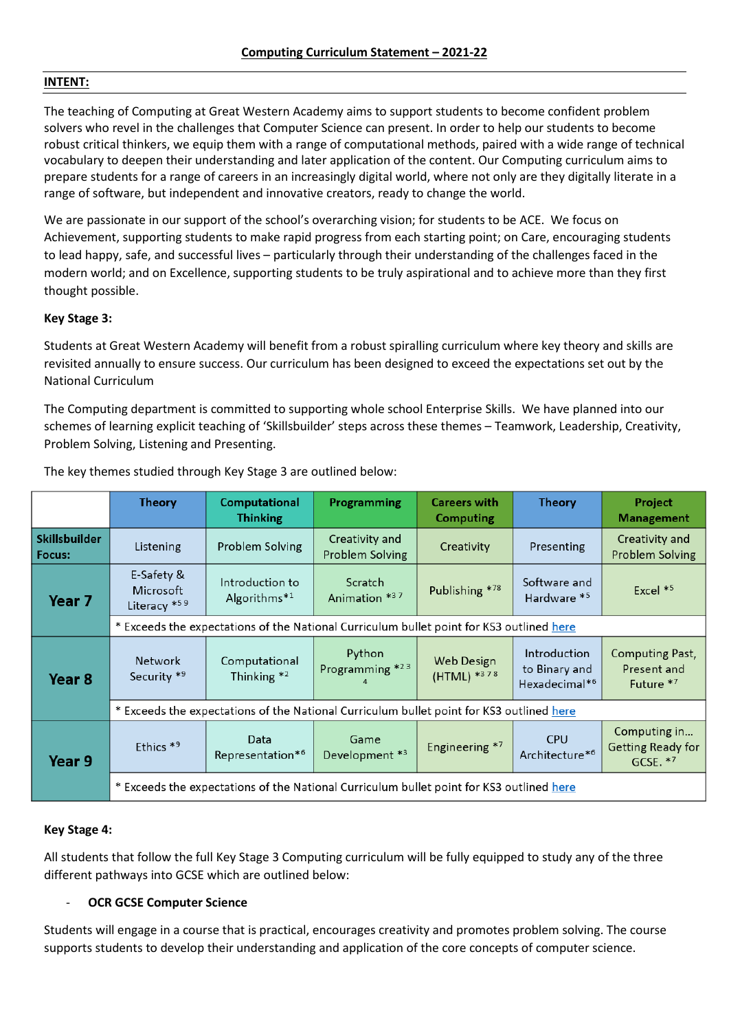## Computing Curriculum Statement – 2021-22

**INTENT:**

The teaching of Computing at Great Western Academy aims to support students to become confident problem solvers who revel in the challenges that Computer Science can present. In order to help our students to become robust critical thinkers, we equip them with a range of computational methods, paired with a wide range of technical vocabulary to deepen their understanding and later application of the content. Our Computing curriculum aims to prepare students for a range of careers in an increasingly digital world, where not only are they digitally literate in a range of software, but independent and innovative creators, ready to change the world.

We are passionate in our support of the school's overarching vision; for students to be ACE. We focus on Achievement, supporting students to make rapid progress from each starting point; on Care, encouraging students to lead happy, safe, and successful lives – particularly through their understanding of the challenges faced in the modern world; and on Excellence, supporting students to be truly aspirational and to achieve more than they first thought possible.

**Key Stage 3:**

Students at Great Western Academy will benefit from a robust spiralling curriculum where key theory and skills are revisited annually to ensure success. Our curriculum has been designed to exceed the expectations set out by the National Curriculum

The Computing department is committed to supporting whole school Enterprise Skills. We have planned into our schemes of learning explicit teaching of 'Skillsbuilder' steps across these themes – Teamwork, Leadership, Creativity, Problem Solving, Listening and Presenting.

The key themes studied through Key Stage 3 are outlined below:

| | Theory | Computational Thinking | Programming | Careers with Computing | Theory | Project Management |
|---|---|---|---|---|---|---|
| **Skillsbuilder Focus:** | Listening | Problem Solving | Creativity and Problem Solving | Creativity | Presenting | Creativity and Problem Solving |
| **Year 7** | E-Safety & Microsoft Literacy *5 9 | Introduction to Algorithms*1 | Scratch Animation *3 7 | Publishing *78 | Software and Hardware *5 | Excel *5 |
| | * Exceeds the expectations of the National Curriculum bullet point for KS3 outlined here | | | | | |
| **Year 8** | Network Security *9 | Computational Thinking *2 | Python Programming *2 3 4 | Web Design (HTML) *3 7 8 | Introduction to Binary and Hexadecimal*6 | Computing Past, Present and Future *7 |
| | * Exceeds the expectations of the National Curriculum bullet point for KS3 outlined here | | | | | |
| **Year 9** | Ethics *9 | Data Representation*6 | Game Development *3 | Engineering *7 | CPU Architecture*6 | Computing in… Getting Ready for GCSE. *7 |
| | * Exceeds the expectations of the National Curriculum bullet point for KS3 outlined here | | | | | |

**Key Stage 4:**

All students that follow the full Key Stage 3 Computing curriculum will be fully equipped to study any of the three different pathways into GCSE which are outlined below:

- **OCR GCSE Computer Science**

Students will engage in a course that is practical, encourages creativity and promotes problem solving. The course supports students to develop their understanding and application of the core concepts of computer science.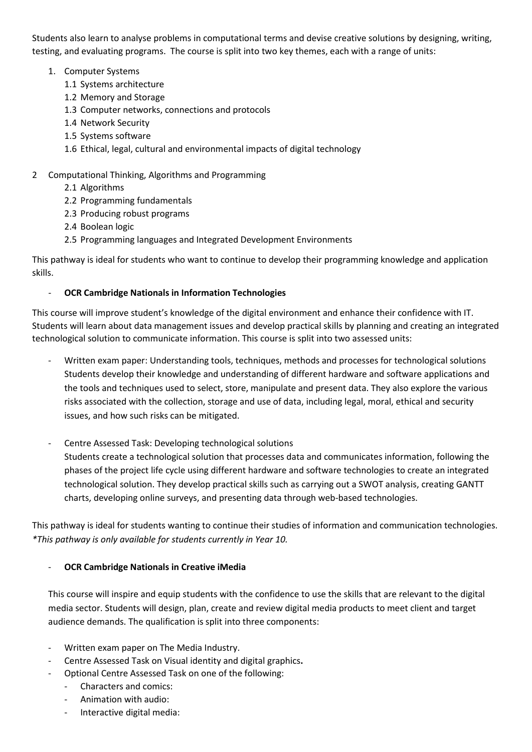Students also learn to analyse problems in computational terms and devise creative solutions by designing, writing, testing, and evaluating programs. The course is split into two key themes, each with a range of units:

1. Computer Systems
   - 1.1 Systems architecture
   - 1.2 Memory and Storage
   - 1.3 Computer networks, connections and protocols
   - 1.4 Network Security
   - 1.5 Systems software
   - 1.6 Ethical, legal, cultural and environmental impacts of digital technology

2. Computational Thinking, Algorithms and Programming
   - 2.1 Algorithms
   - 2.2 Programming fundamentals
   - 2.3 Producing robust programs
   - 2.4 Boolean logic
   - 2.5 Programming languages and Integrated Development Environments

This pathway is ideal for students who want to continue to develop their programming knowledge and application skills.

- **OCR Cambridge Nationals in Information Technologies**

This course will improve student's knowledge of the digital environment and enhance their confidence with IT. Students will learn about data management issues and develop practical skills by planning and creating an integrated technological solution to communicate information. This course is split into two assessed units:

- Written exam paper: Understanding tools, techniques, methods and processes for technological solutions
  Students develop their knowledge and understanding of different hardware and software applications and the tools and techniques used to select, store, manipulate and present data. They also explore the various risks associated with the collection, storage and use of data, including legal, moral, ethical and security issues, and how such risks can be mitigated.

- Centre Assessed Task: Developing technological solutions
  Students create a technological solution that processes data and communicates information, following the phases of the project life cycle using different hardware and software technologies to create an integrated technological solution. They develop practical skills such as carrying out a SWOT analysis, creating GANTT charts, developing online surveys, and presenting data through web-based technologies.

This pathway is ideal for students wanting to continue their studies of information and communication technologies.
*\*This pathway is only available for students currently in Year 10.*

- **OCR Cambridge Nationals in Creative iMedia**

This course will inspire and equip students with the confidence to use the skills that are relevant to the digital media sector. Students will design, plan, create and review digital media products to meet client and target audience demands. The qualification is split into three components:

- Written exam paper on The Media Industry.
- Centre Assessed Task on Visual identity and digital graphics**.**
- Optional Centre Assessed Task on one of the following:
  - Characters and comics:
  - Animation with audio:
  - Interactive digital media: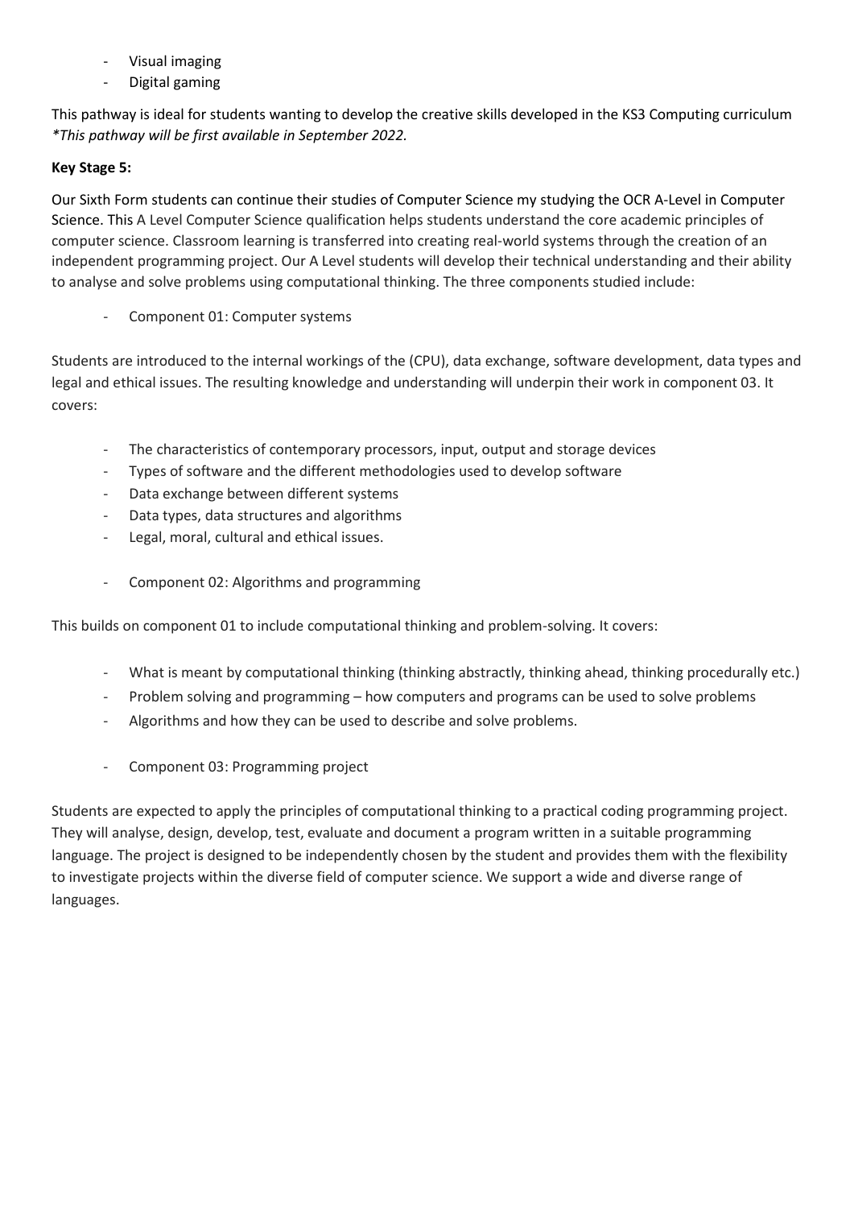- Visual imaging
- Digital gaming

This pathway is ideal for students wanting to develop the creative skills developed in the KS3 Computing curriculum
*\*This pathway will be first available in September 2022.*

**Key Stage 5:**

Our Sixth Form students can continue their studies of Computer Science my studying the OCR A-Level in Computer Science. This A Level Computer Science qualification helps students understand the core academic principles of computer science. Classroom learning is transferred into creating real-world systems through the creation of an independent programming project. Our A Level students will develop their technical understanding and their ability to analyse and solve problems using computational thinking. The three components studied include:

- Component 01: Computer systems

Students are introduced to the internal workings of the (CPU), data exchange, software development, data types and legal and ethical issues. The resulting knowledge and understanding will underpin their work in component 03. It covers:

- The characteristics of contemporary processors, input, output and storage devices
- Types of software and the different methodologies used to develop software
- Data exchange between different systems
- Data types, data structures and algorithms
- Legal, moral, cultural and ethical issues.

- Component 02: Algorithms and programming

This builds on component 01 to include computational thinking and problem-solving. It covers:

- What is meant by computational thinking (thinking abstractly, thinking ahead, thinking procedurally etc.)
- Problem solving and programming – how computers and programs can be used to solve problems
- Algorithms and how they can be used to describe and solve problems.

- Component 03: Programming project

Students are expected to apply the principles of computational thinking to a practical coding programming project. They will analyse, design, develop, test, evaluate and document a program written in a suitable programming language. The project is designed to be independently chosen by the student and provides them with the flexibility to investigate projects within the diverse field of computer science. We support a wide and diverse range of languages.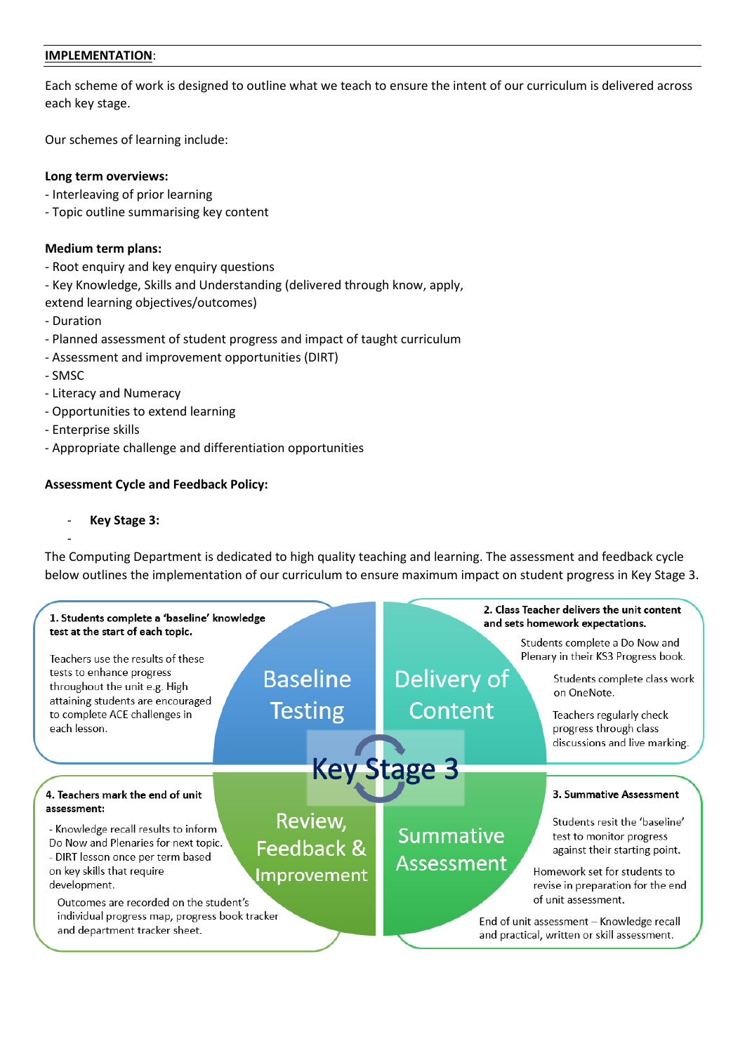**IMPLEMENTATION**:

Each scheme of work is designed to outline what we teach to ensure the intent of our curriculum is delivered across each key stage.

Our schemes of learning include:

**Long term overviews:**
- Interleaving of prior learning
- Topic outline summarising key content

**Medium term plans:**
- Root enquiry and key enquiry questions
- Key Knowledge, Skills and Understanding (delivered through know, apply, extend learning objectives/outcomes)
- Duration
- Planned assessment of student progress and impact of taught curriculum
- Assessment and improvement opportunities (DIRT)
- SMSC
- Literacy and Numeracy
- Opportunities to extend learning
- Enterprise skills
- Appropriate challenge and differentiation opportunities

**Assessment Cycle and Feedback Policy:**

- **Key Stage 3:**

The Computing Department is dedicated to high quality teaching and learning. The assessment and feedback cycle below outlines the implementation of our curriculum to ensure maximum impact on student progress in Key Stage 3.

**Key Stage 3**

**Baseline Testing**

**1. Students complete a 'baseline' knowledge test at the start of each topic.**

Teachers use the results of these tests to enhance progress throughout the unit e.g. High attaining students are encouraged to complete ACE challenges in each lesson.

**Delivery of Content**

**2. Class Teacher delivers the unit content and sets homework expectations.**

Students complete a Do Now and Plenary in their KS3 Progress book.

Students complete class work on OneNote.

Teachers regularly check progress through class discussions and live marking.

**Summative Assessment**

**3. Summative Assessment**

Students resit the 'baseline' test to monitor progress against their starting point.

Homework set for students to revise in preparation for the end of unit assessment.

End of unit assessment – Knowledge recall and practical, written or skill assessment.

**Review, Feedback & Improvement**

**4. Teachers mark the end of unit assessment:**

- Knowledge recall results to inform Do Now and Plenaries for next topic.
- DIRT lesson once per term based on key skills that require development.

Outcomes are recorded on the student's individual progress map, progress book tracker and department tracker sheet.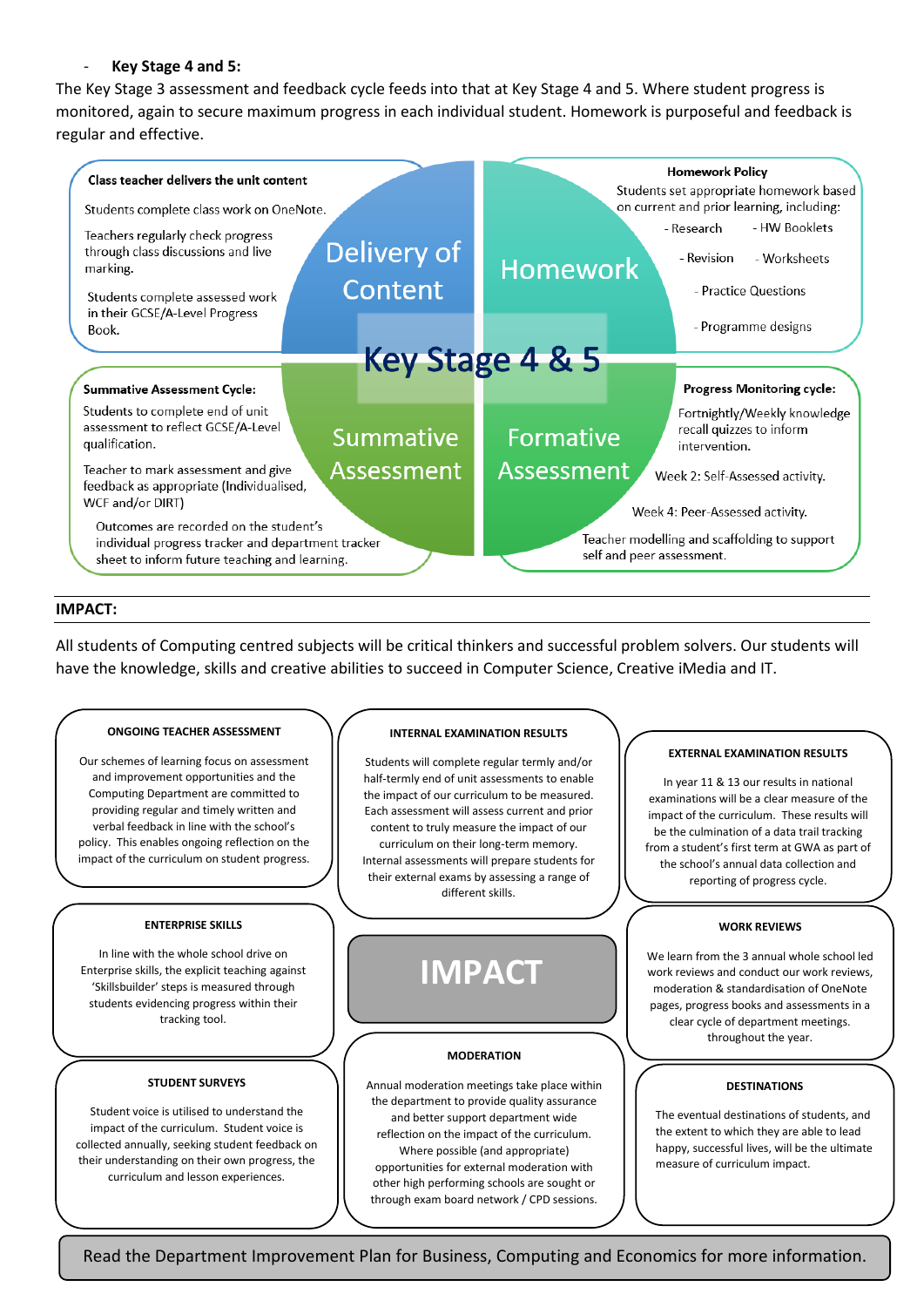- **Key Stage 4 and 5:**

The Key Stage 3 assessment and feedback cycle feeds into that at Key Stage 4 and 5. Where student progress is monitored, again to secure maximum progress in each individual student. Homework is purposeful and feedback is regular and effective.

## Key Stage 4 & 5

### Delivery of Content

**Class teacher delivers the unit content**

Students complete class work on OneNote.

Teachers regularly check progress through class discussions and live marking.

Students complete assessed work in their GCSE/A-Level Progress Book.

### Homework

**Homework Policy**

Students set appropriate homework based on current and prior learning, including:

- Research
- HW Booklets
- Revision
- Worksheets
- Practice Questions
- Programme designs

### Summative Assessment

**Summative Assessment Cycle:**

Students to complete end of unit assessment to reflect GCSE/A-Level qualification.

Teacher to mark assessment and give feedback as appropriate (Individualised, WCF and/or DIRT)

Outcomes are recorded on the student's individual progress tracker and department tracker sheet to inform future teaching and learning.

### Formative Assessment

**Progress Monitoring cycle:**

Fortnightly/Weekly knowledge recall quizzes to inform intervention.

Week 2: Self-Assessed activity.

Week 4: Peer-Assessed activity.

Teacher modelling and scaffolding to support self and peer assessment.

## IMPACT:

All students of Computing centred subjects will be critical thinkers and successful problem solvers. Our students will have the knowledge, skills and creative abilities to succeed in Computer Science, Creative iMedia and IT.

### IMPACT

**ONGOING TEACHER ASSESSMENT**

Our schemes of learning focus on assessment and improvement opportunities and the Computing Department are committed to providing regular and timely written and verbal feedback in line with the school's policy. This enables ongoing reflection on the impact of the curriculum on student progress.

**INTERNAL EXAMINATION RESULTS**

Students will complete regular termly and/or half-termly end of unit assessments to enable the impact of our curriculum to be measured. Each assessment will assess current and prior content to truly measure the impact of our curriculum on their long-term memory. Internal assessments will prepare students for their external exams by assessing a range of different skills.

**EXTERNAL EXAMINATION RESULTS**

In year 11 & 13 our results in national examinations will be a clear measure of the impact of the curriculum. These results will be the culmination of a data trail tracking from a student's first term at GWA as part of the school's annual data collection and reporting of progress cycle.

**ENTERPRISE SKILLS**

In line with the whole school drive on Enterprise skills, the explicit teaching against 'Skillsbuilder' steps is measured through students evidencing progress within their tracking tool.

**WORK REVIEWS**

We learn from the 3 annual whole school led work reviews and conduct our work reviews, moderation & standardisation of OneNote pages, progress books and assessments in a clear cycle of department meetings. throughout the year.

**STUDENT SURVEYS**

Student voice is utilised to understand the impact of the curriculum. Student voice is collected annually, seeking student feedback on their understanding on their own progress, the curriculum and lesson experiences.

**MODERATION**

Annual moderation meetings take place within the department to provide quality assurance and better support department wide reflection on the impact of the curriculum. Where possible (and appropriate) opportunities for external moderation with other high performing schools are sought or through exam board network / CPD sessions.

**DESTINATIONS**

The eventual destinations of students, and the extent to which they are able to lead happy, successful lives, will be the ultimate measure of curriculum impact.

Read the Department Improvement Plan for Business, Computing and Economics for more information.